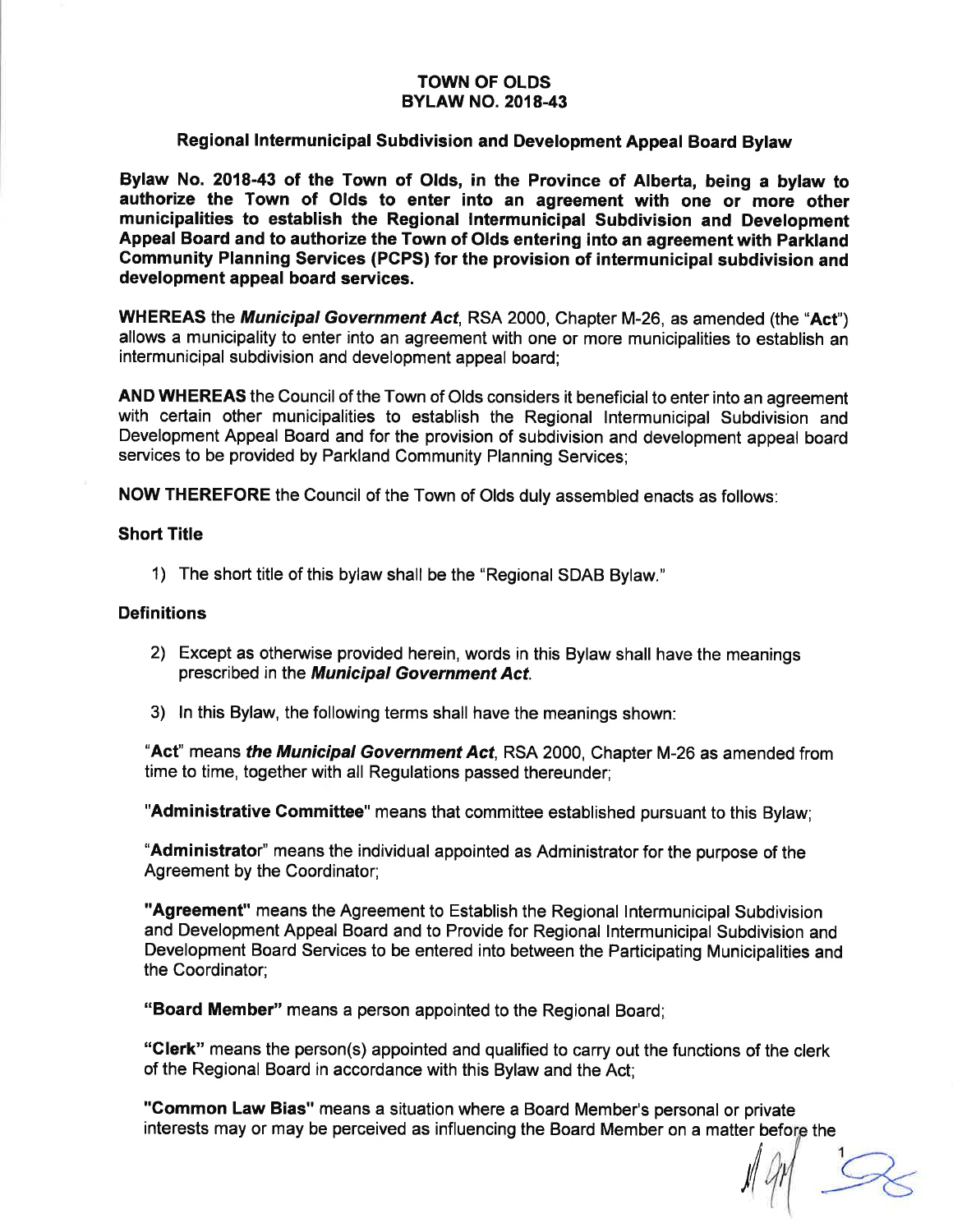# TOWN OF OLDS
# BYLAW NO. 2018-43

## Regional Intermunicipal Subdivision and Development Appeal Board Bylaw

**Bylaw No. 2018-43 of the Town of Olds, in the Province of Alberta, being a bylaw to authorize the Town of Olds to enter into an agreement with one or more other municipalities to establish the Regional Intermunicipal Subdivision and Development Appeal Board and to authorize the Town of Olds entering into an agreement with Parkland Community Planning Services (PCPS) for the provision of intermunicipal subdivision and development appeal board services.**

**WHEREAS** the ***Municipal Government Act***, RSA 2000, Chapter M-26, as amended (the "**Act**") allows a municipality to enter into an agreement with one or more municipalities to establish an intermunicipal subdivision and development appeal board;

**AND WHEREAS** the Council of the Town of Olds considers it beneficial to enter into an agreement with certain other municipalities to establish the Regional Intermunicipal Subdivision and Development Appeal Board and for the provision of subdivision and development appeal board services to be provided by Parkland Community Planning Services;

**NOW THEREFORE** the Council of the Town of Olds duly assembled enacts as follows:

### Short Title

1) The short title of this bylaw shall be the "Regional SDAB Bylaw."

### Definitions

2) Except as otherwise provided herein, words in this Bylaw shall have the meanings prescribed in the ***Municipal Government Act***.

3) In this Bylaw, the following terms shall have the meanings shown:

"**Act**" means ***the Municipal Government Act***, RSA 2000, Chapter M-26 as amended from time to time, together with all Regulations passed thereunder;

"**Administrative Committee**" means that committee established pursuant to this Bylaw;

"**Administrator**" means the individual appointed as Administrator for the purpose of the Agreement by the Coordinator;

"**Agreement**" means the Agreement to Establish the Regional Intermunicipal Subdivision and Development Appeal Board and to Provide for Regional Intermunicipal Subdivision and Development Board Services to be entered into between the Participating Municipalities and the Coordinator;

"**Board Member**" means a person appointed to the Regional Board;

"**Clerk**" means the person(s) appointed and qualified to carry out the functions of the clerk of the Regional Board in accordance with this Bylaw and the Act;

"**Common Law Bias**" means a situation where a Board Member's personal or private interests may or may be perceived as influencing the Board Member on a matter before the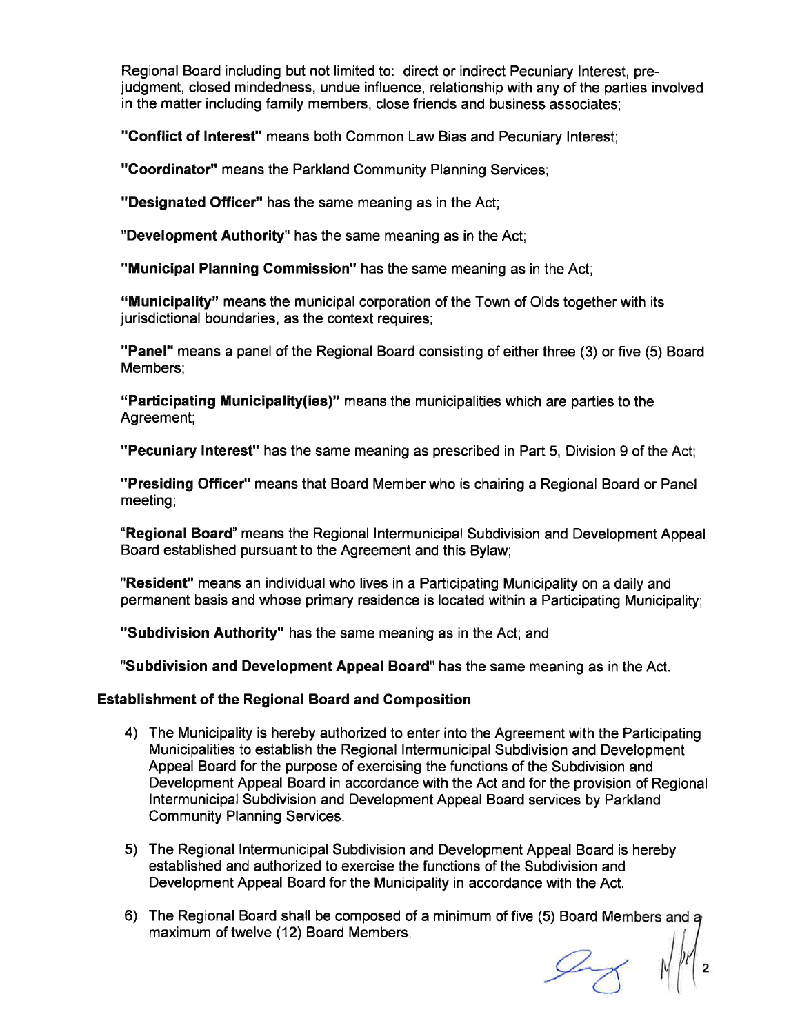Regional Board including but not limited to: direct or indirect Pecuniary Interest, pre-judgment, closed mindedness, undue influence, relationship with any of the parties involved in the matter including family members, close friends and business associates;

**"Conflict of Interest"** means both Common Law Bias and Pecuniary Interest;

**"Coordinator"** means the Parkland Community Planning Services;

**"Designated Officer"** has the same meaning as in the Act;

"**Development Authority**" has the same meaning as in the Act;

**"Municipal Planning Commission"** has the same meaning as in the Act;

**"Municipality"** means the municipal corporation of the Town of Olds together with its jurisdictional boundaries, as the context requires;

**"Panel"** means a panel of the Regional Board consisting of either three (3) or five (5) Board Members;

**"Participating Municipality(ies)"** means the municipalities which are parties to the Agreement;

**"Pecuniary Interest"** has the same meaning as prescribed in Part 5, Division 9 of the Act;

**"Presiding Officer"** means that Board Member who is chairing a Regional Board or Panel meeting;

"**Regional Board**" means the Regional Intermunicipal Subdivision and Development Appeal Board established pursuant to the Agreement and this Bylaw;

"**Resident"** means an individual who lives in a Participating Municipality on a daily and permanent basis and whose primary residence is located within a Participating Municipality;

**"Subdivision Authority"** has the same meaning as in the Act; and

"**Subdivision and Development Appeal Board**" has the same meaning as in the Act.

### Establishment of the Regional Board and Composition

4) The Municipality is hereby authorized to enter into the Agreement with the Participating Municipalities to establish the Regional Intermunicipal Subdivision and Development Appeal Board for the purpose of exercising the functions of the Subdivision and Development Appeal Board in accordance with the Act and for the provision of Regional Intermunicipal Subdivision and Development Appeal Board services by Parkland Community Planning Services.

5) The Regional Intermunicipal Subdivision and Development Appeal Board is hereby established and authorized to exercise the functions of the Subdivision and Development Appeal Board for the Municipality in accordance with the Act.

6) The Regional Board shall be composed of a minimum of five (5) Board Members and a maximum of twelve (12) Board Members.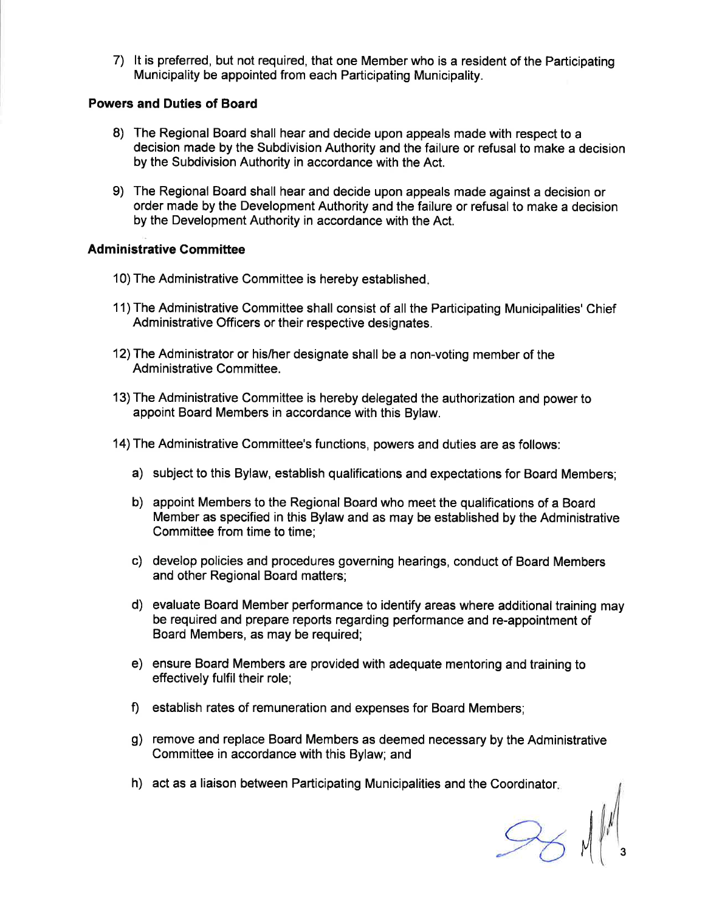7) It is preferred, but not required, that one Member who is a resident of the Participating Municipality be appointed from each Participating Municipality.

**Powers and Duties of Board**

8) The Regional Board shall hear and decide upon appeals made with respect to a decision made by the Subdivision Authority and the failure or refusal to make a decision by the Subdivision Authority in accordance with the Act.

9) The Regional Board shall hear and decide upon appeals made against a decision or order made by the Development Authority and the failure or refusal to make a decision by the Development Authority in accordance with the Act.

**Administrative Committee**

10) The Administrative Committee is hereby established.

11) The Administrative Committee shall consist of all the Participating Municipalities' Chief Administrative Officers or their respective designates.

12) The Administrator or his/her designate shall be a non-voting member of the Administrative Committee.

13) The Administrative Committee is hereby delegated the authorization and power to appoint Board Members in accordance with this Bylaw.

14) The Administrative Committee's functions, powers and duties are as follows:

   a) subject to this Bylaw, establish qualifications and expectations for Board Members;

   b) appoint Members to the Regional Board who meet the qualifications of a Board Member as specified in this Bylaw and as may be established by the Administrative Committee from time to time;

   c) develop policies and procedures governing hearings, conduct of Board Members and other Regional Board matters;

   d) evaluate Board Member performance to identify areas where additional training may be required and prepare reports regarding performance and re-appointment of Board Members, as may be required;

   e) ensure Board Members are provided with adequate mentoring and training to effectively fulfil their role;

   f) establish rates of remuneration and expenses for Board Members;

   g) remove and replace Board Members as deemed necessary by the Administrative Committee in accordance with this Bylaw; and

   h) act as a liaison between Participating Municipalities and the Coordinator.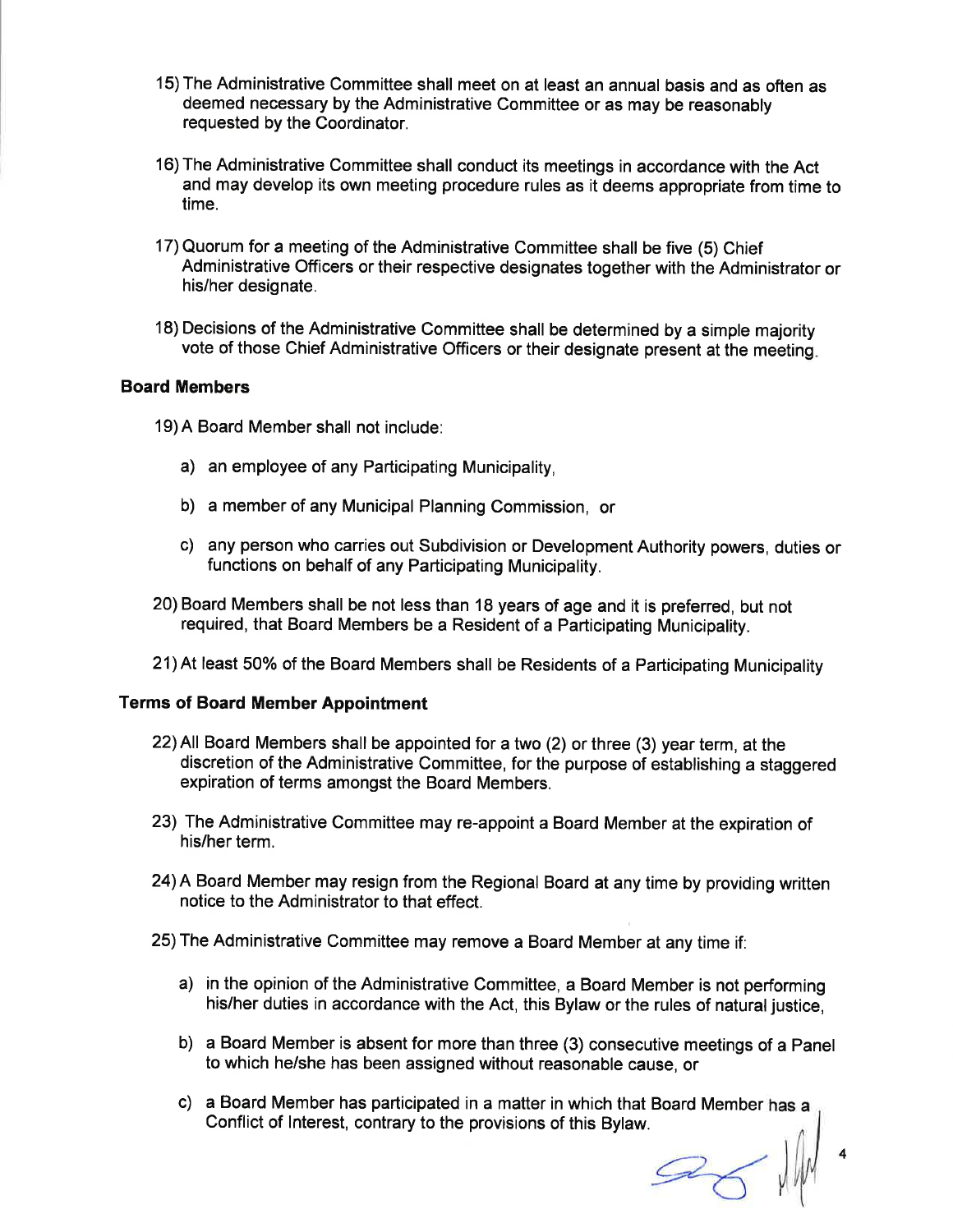15) The Administrative Committee shall meet on at least an annual basis and as often as deemed necessary by the Administrative Committee or as may be reasonably requested by the Coordinator.

16) The Administrative Committee shall conduct its meetings in accordance with the Act and may develop its own meeting procedure rules as it deems appropriate from time to time.

17) Quorum for a meeting of the Administrative Committee shall be five (5) Chief Administrative Officers or their respective designates together with the Administrator or his/her designate.

18) Decisions of the Administrative Committee shall be determined by a simple majority vote of those Chief Administrative Officers or their designate present at the meeting.

**Board Members**

19) A Board Member shall not include:

   a) an employee of any Participating Municipality,

   b) a member of any Municipal Planning Commission, or

   c) any person who carries out Subdivision or Development Authority powers, duties or functions on behalf of any Participating Municipality.

20) Board Members shall be not less than 18 years of age and it is preferred, but not required, that Board Members be a Resident of a Participating Municipality.

21) At least 50% of the Board Members shall be Residents of a Participating Municipality

**Terms of Board Member Appointment**

22) All Board Members shall be appointed for a two (2) or three (3) year term, at the discretion of the Administrative Committee, for the purpose of establishing a staggered expiration of terms amongst the Board Members.

23) The Administrative Committee may re-appoint a Board Member at the expiration of his/her term.

24) A Board Member may resign from the Regional Board at any time by providing written notice to the Administrator to that effect.

25) The Administrative Committee may remove a Board Member at any time if:

   a) in the opinion of the Administrative Committee, a Board Member is not performing his/her duties in accordance with the Act, this Bylaw or the rules of natural justice,

   b) a Board Member is absent for more than three (3) consecutive meetings of a Panel to which he/she has been assigned without reasonable cause, or

   c) a Board Member has participated in a matter in which that Board Member has a Conflict of Interest, contrary to the provisions of this Bylaw.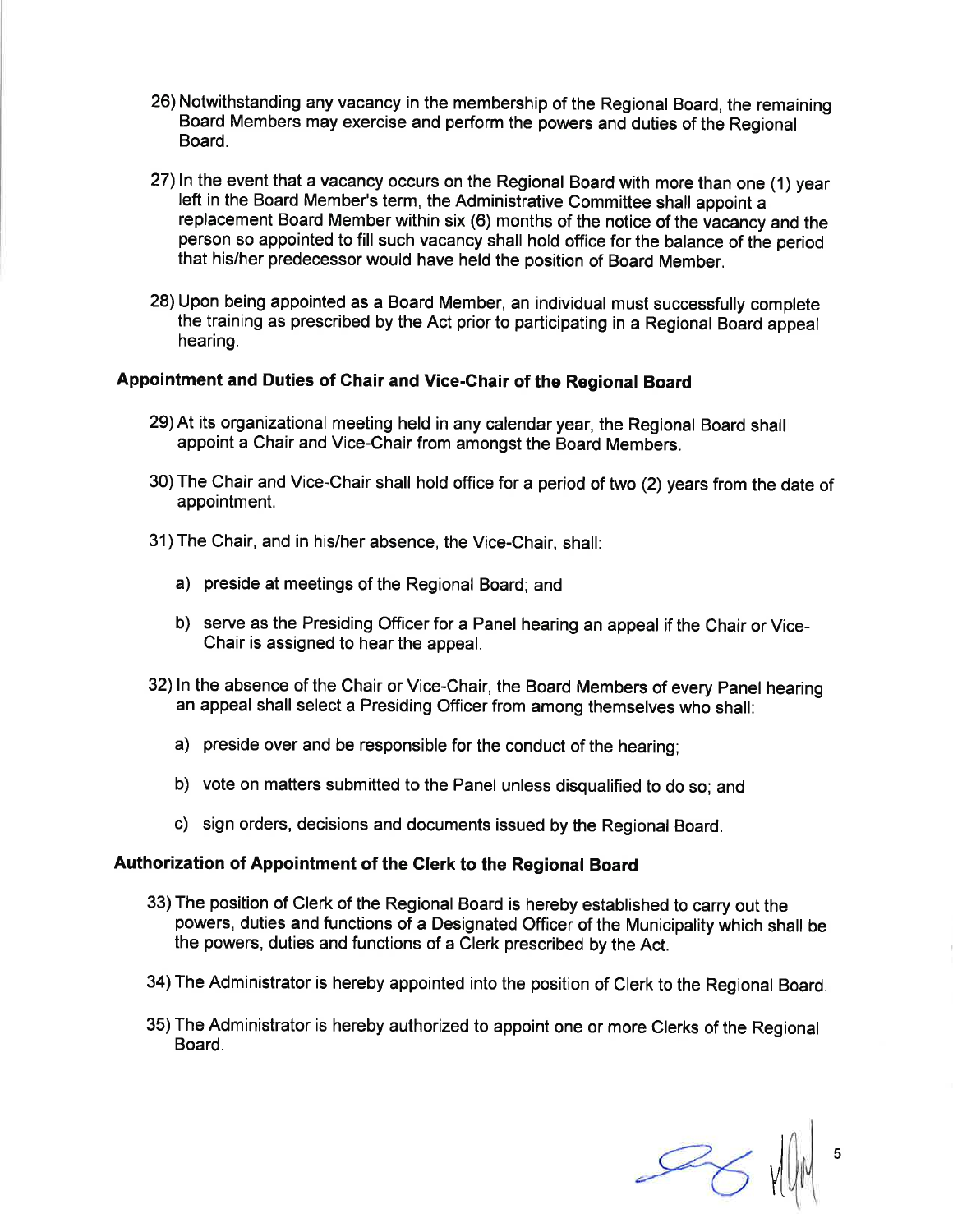26) Notwithstanding any vacancy in the membership of the Regional Board, the remaining Board Members may exercise and perform the powers and duties of the Regional Board.

27) In the event that a vacancy occurs on the Regional Board with more than one (1) year left in the Board Member's term, the Administrative Committee shall appoint a replacement Board Member within six (6) months of the notice of the vacancy and the person so appointed to fill such vacancy shall hold office for the balance of the period that his/her predecessor would have held the position of Board Member.

28) Upon being appointed as a Board Member, an individual must successfully complete the training as prescribed by the Act prior to participating in a Regional Board appeal hearing.

## Appointment and Duties of Chair and Vice-Chair of the Regional Board

29) At its organizational meeting held in any calendar year, the Regional Board shall appoint a Chair and Vice-Chair from amongst the Board Members.

30) The Chair and Vice-Chair shall hold office for a period of two (2) years from the date of appointment.

31) The Chair, and in his/her absence, the Vice-Chair, shall:

    a) preside at meetings of the Regional Board; and

    b) serve as the Presiding Officer for a Panel hearing an appeal if the Chair or Vice-Chair is assigned to hear the appeal.

32) In the absence of the Chair or Vice-Chair, the Board Members of every Panel hearing an appeal shall select a Presiding Officer from among themselves who shall:

    a) preside over and be responsible for the conduct of the hearing;

    b) vote on matters submitted to the Panel unless disqualified to do so; and

    c) sign orders, decisions and documents issued by the Regional Board.

## Authorization of Appointment of the Clerk to the Regional Board

33) The position of Clerk of the Regional Board is hereby established to carry out the powers, duties and functions of a Designated Officer of the Municipality which shall be the powers, duties and functions of a Clerk prescribed by the Act.

34) The Administrator is hereby appointed into the position of Clerk to the Regional Board.

35) The Administrator is hereby authorized to appoint one or more Clerks of the Regional Board.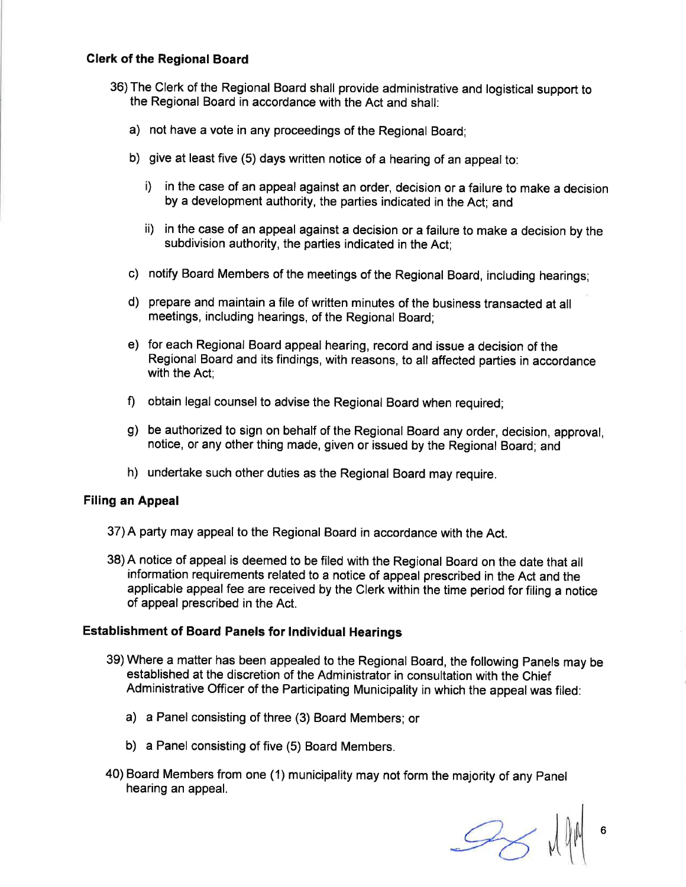### Clerk of the Regional Board

36) The Clerk of the Regional Board shall provide administrative and logistical support to the Regional Board in accordance with the Act and shall:

a) not have a vote in any proceedings of the Regional Board;

b) give at least five (5) days written notice of a hearing of an appeal to:

   i) in the case of an appeal against an order, decision or a failure to make a decision by a development authority, the parties indicated in the Act; and

   ii) in the case of an appeal against a decision or a failure to make a decision by the subdivision authority, the parties indicated in the Act;

c) notify Board Members of the meetings of the Regional Board, including hearings;

d) prepare and maintain a file of written minutes of the business transacted at all meetings, including hearings, of the Regional Board;

e) for each Regional Board appeal hearing, record and issue a decision of the Regional Board and its findings, with reasons, to all affected parties in accordance with the Act;

f) obtain legal counsel to advise the Regional Board when required;

g) be authorized to sign on behalf of the Regional Board any order, decision, approval, notice, or any other thing made, given or issued by the Regional Board; and

h) undertake such other duties as the Regional Board may require.

### Filing an Appeal

37) A party may appeal to the Regional Board in accordance with the Act.

38) A notice of appeal is deemed to be filed with the Regional Board on the date that all information requirements related to a notice of appeal prescribed in the Act and the applicable appeal fee are received by the Clerk within the time period for filing a notice of appeal prescribed in the Act.

### Establishment of Board Panels for Individual Hearings

39) Where a matter has been appealed to the Regional Board, the following Panels may be established at the discretion of the Administrator in consultation with the Chief Administrative Officer of the Participating Municipality in which the appeal was filed:

a) a Panel consisting of three (3) Board Members; or

b) a Panel consisting of five (5) Board Members.

40) Board Members from one (1) municipality may not form the majority of any Panel hearing an appeal.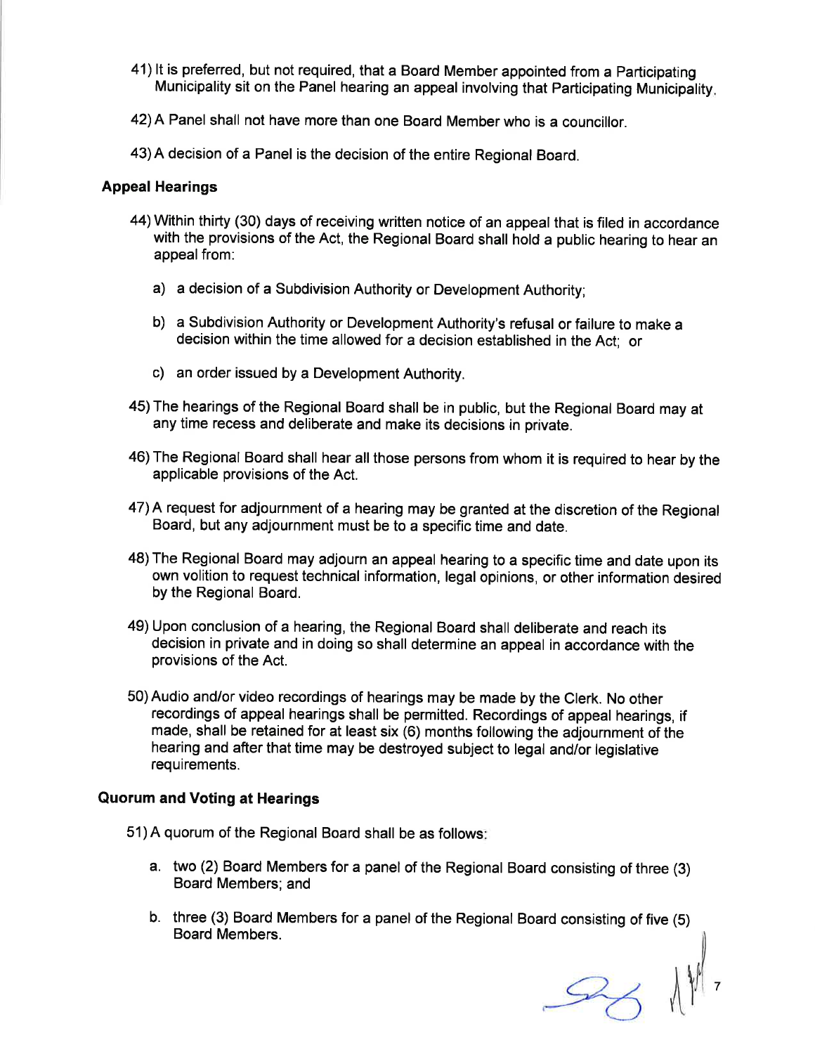41) It is preferred, but not required, that a Board Member appointed from a Participating Municipality sit on the Panel hearing an appeal involving that Participating Municipality.

42) A Panel shall not have more than one Board Member who is a councillor.

43) A decision of a Panel is the decision of the entire Regional Board.

## Appeal Hearings

44) Within thirty (30) days of receiving written notice of an appeal that is filed in accordance with the provisions of the Act, the Regional Board shall hold a public hearing to hear an appeal from:

   a) a decision of a Subdivision Authority or Development Authority;

   b) a Subdivision Authority or Development Authority's refusal or failure to make a decision within the time allowed for a decision established in the Act; or

   c) an order issued by a Development Authority.

45) The hearings of the Regional Board shall be in public, but the Regional Board may at any time recess and deliberate and make its decisions in private.

46) The Regional Board shall hear all those persons from whom it is required to hear by the applicable provisions of the Act.

47) A request for adjournment of a hearing may be granted at the discretion of the Regional Board, but any adjournment must be to a specific time and date.

48) The Regional Board may adjourn an appeal hearing to a specific time and date upon its own volition to request technical information, legal opinions, or other information desired by the Regional Board.

49) Upon conclusion of a hearing, the Regional Board shall deliberate and reach its decision in private and in doing so shall determine an appeal in accordance with the provisions of the Act.

50) Audio and/or video recordings of hearings may be made by the Clerk. No other recordings of appeal hearings shall be permitted. Recordings of appeal hearings, if made, shall be retained for at least six (6) months following the adjournment of the hearing and after that time may be destroyed subject to legal and/or legislative requirements.

## Quorum and Voting at Hearings

51) A quorum of the Regional Board shall be as follows:

   a. two (2) Board Members for a panel of the Regional Board consisting of three (3) Board Members; and

   b. three (3) Board Members for a panel of the Regional Board consisting of five (5) Board Members.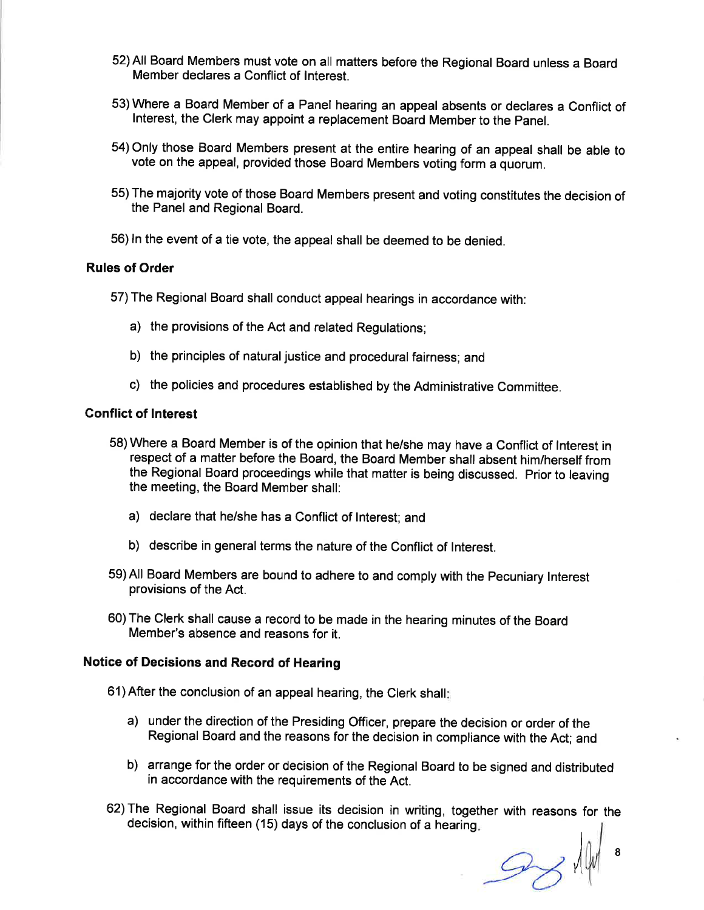52) All Board Members must vote on all matters before the Regional Board unless a Board Member declares a Conflict of Interest.

53) Where a Board Member of a Panel hearing an appeal absents or declares a Conflict of Interest, the Clerk may appoint a replacement Board Member to the Panel.

54) Only those Board Members present at the entire hearing of an appeal shall be able to vote on the appeal, provided those Board Members voting form a quorum.

55) The majority vote of those Board Members present and voting constitutes the decision of the Panel and Regional Board.

56) In the event of a tie vote, the appeal shall be deemed to be denied.

**Rules of Order**

57) The Regional Board shall conduct appeal hearings in accordance with:

a) the provisions of the Act and related Regulations;

b) the principles of natural justice and procedural fairness; and

c) the policies and procedures established by the Administrative Committee.

**Conflict of Interest**

58) Where a Board Member is of the opinion that he/she may have a Conflict of Interest in respect of a matter before the Board, the Board Member shall absent him/herself from the Regional Board proceedings while that matter is being discussed. Prior to leaving the meeting, the Board Member shall:

a) declare that he/she has a Conflict of Interest; and

b) describe in general terms the nature of the Conflict of Interest.

59) All Board Members are bound to adhere to and comply with the Pecuniary Interest provisions of the Act.

60) The Clerk shall cause a record to be made in the hearing minutes of the Board Member's absence and reasons for it.

**Notice of Decisions and Record of Hearing**

61) After the conclusion of an appeal hearing, the Clerk shall:

a) under the direction of the Presiding Officer, prepare the decision or order of the Regional Board and the reasons for the decision in compliance with the Act; and

b) arrange for the order or decision of the Regional Board to be signed and distributed in accordance with the requirements of the Act.

62) The Regional Board shall issue its decision in writing, together with reasons for the decision, within fifteen (15) days of the conclusion of a hearing.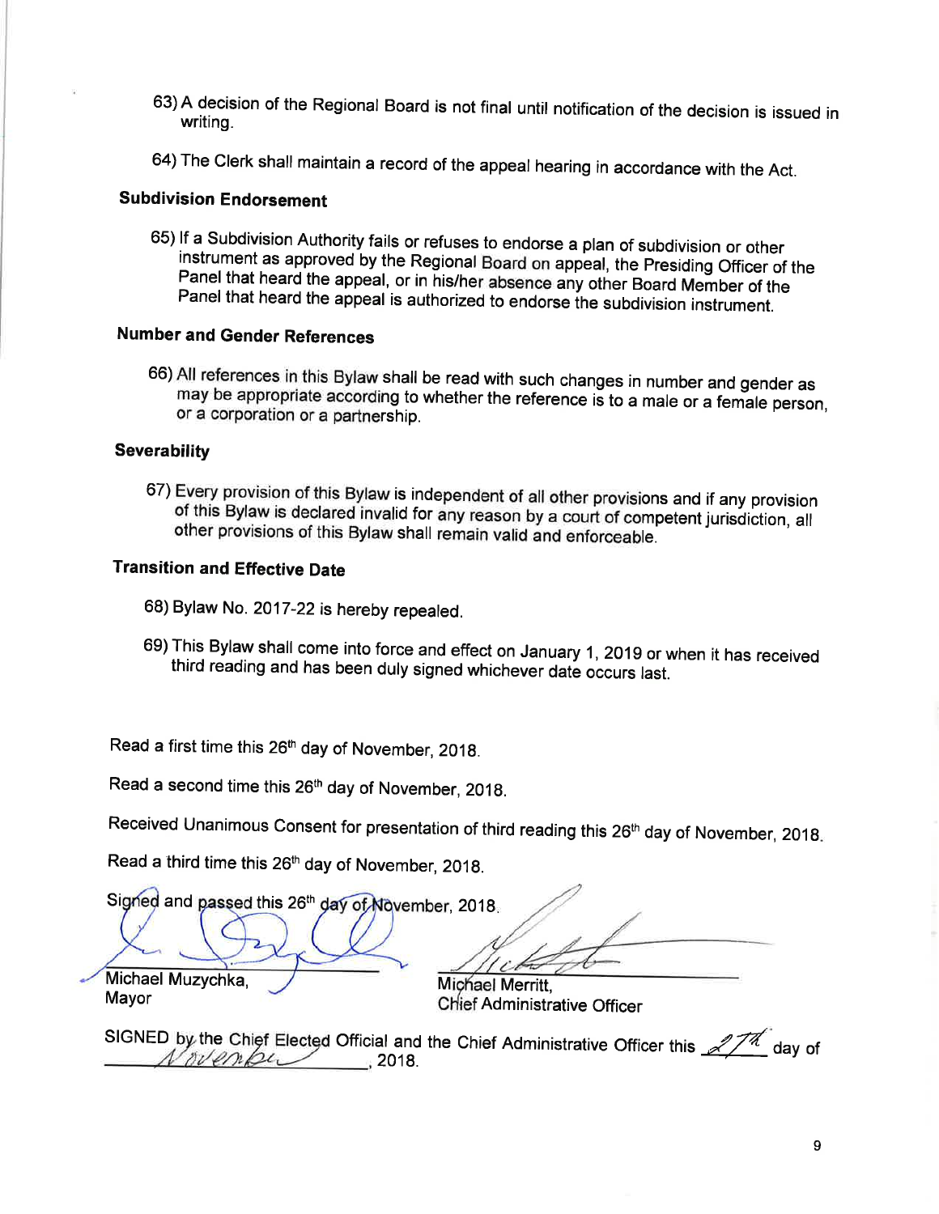63) A decision of the Regional Board is not final until notification of the decision is issued in writing.

64) The Clerk shall maintain a record of the appeal hearing in accordance with the Act.

### Subdivision Endorsement

65) If a Subdivision Authority fails or refuses to endorse a plan of subdivision or other instrument as approved by the Regional Board on appeal, the Presiding Officer of the Panel that heard the appeal, or in his/her absence any other Board Member of the Panel that heard the appeal is authorized to endorse the subdivision instrument.

### Number and Gender References

66) All references in this Bylaw shall be read with such changes in number and gender as may be appropriate according to whether the reference is to a male or a female person, or a corporation or a partnership.

### Severability

67) Every provision of this Bylaw is independent of all other provisions and if any provision of this Bylaw is declared invalid for any reason by a court of competent jurisdiction, all other provisions of this Bylaw shall remain valid and enforceable.

### Transition and Effective Date

68) Bylaw No. 2017-22 is hereby repealed.

69) This Bylaw shall come into force and effect on January 1, 2019 or when it has received third reading and has been duly signed whichever date occurs last.

Read a first time this 26th day of November, 2018.

Read a second time this 26th day of November, 2018.

Received Unanimous Consent for presentation of third reading this 26th day of November, 2018.

Read a third time this 26th day of November, 2018.

Signed and passed this 26th day of November, 2018.

Michael Muzychka,
Mayor

Michael Merritt,
Chief Administrative Officer

SIGNED by the Chief Elected Official and the Chief Administrative Officer this 27th day of November, 2018.